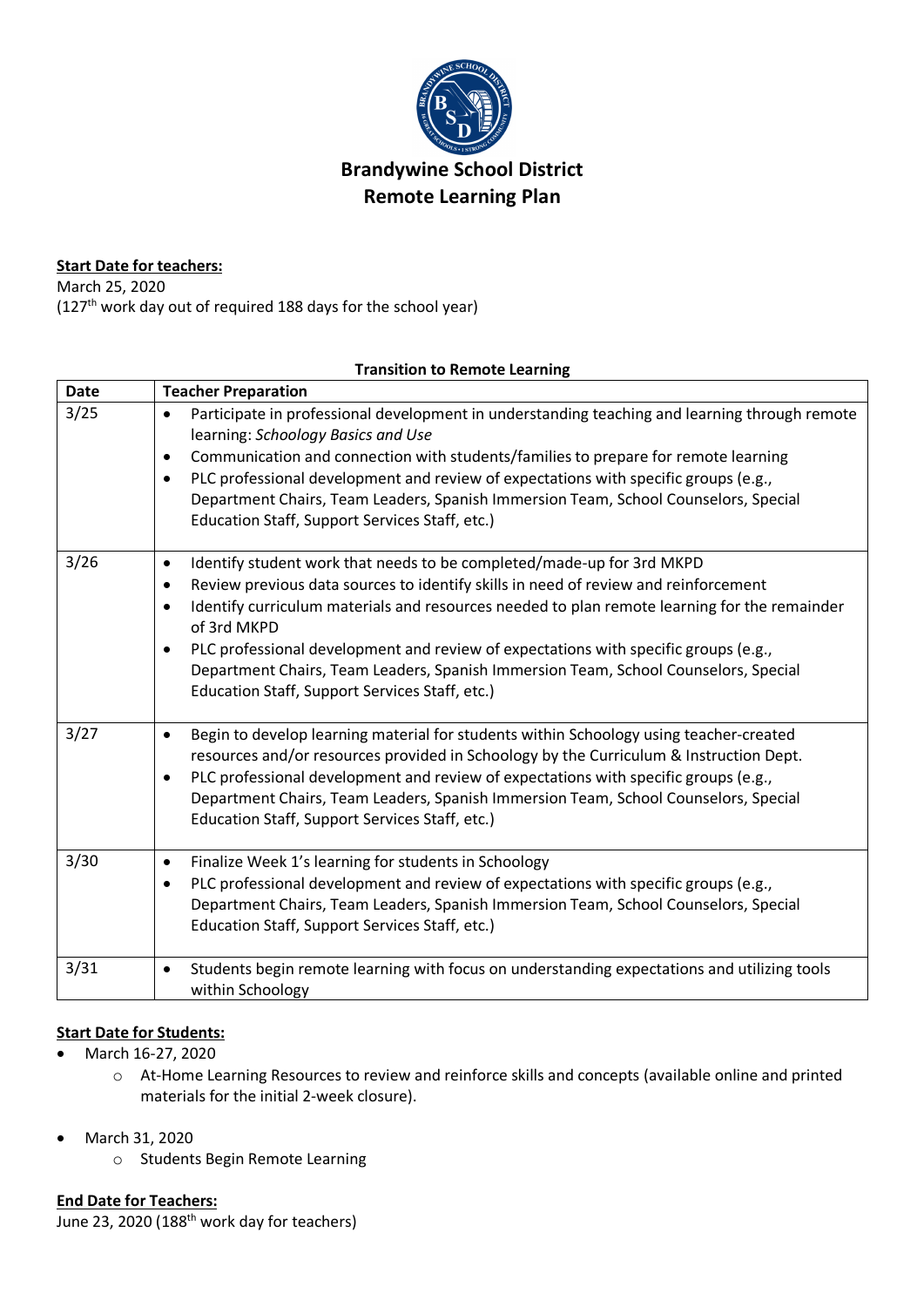# Brandywine School District
# Remote Learning Plan

**Start Date for teachers:**

March 25, 2020
(127th work day out of required 188 days for the school year)

**Transition to Remote Learning**

| Date | Teacher Preparation |
|---|---|
| 3/25 | • Participate in professional development in understanding teaching and learning through remote learning: *Schoology Basics and Use*<br>• Communication and connection with students/families to prepare for remote learning<br>• PLC professional development and review of expectations with specific groups (e.g., Department Chairs, Team Leaders, Spanish Immersion Team, School Counselors, Special Education Staff, Support Services Staff, etc.) |
| 3/26 | • Identify student work that needs to be completed/made-up for 3rd MKPD<br>• Review previous data sources to identify skills in need of review and reinforcement<br>• Identify curriculum materials and resources needed to plan remote learning for the remainder of 3rd MKPD<br>• PLC professional development and review of expectations with specific groups (e.g., Department Chairs, Team Leaders, Spanish Immersion Team, School Counselors, Special Education Staff, Support Services Staff, etc.) |
| 3/27 | • Begin to develop learning material for students within Schoology using teacher-created resources and/or resources provided in Schoology by the Curriculum & Instruction Dept.<br>• PLC professional development and review of expectations with specific groups (e.g., Department Chairs, Team Leaders, Spanish Immersion Team, School Counselors, Special Education Staff, Support Services Staff, etc.) |
| 3/30 | • Finalize Week 1's learning for students in Schoology<br>• PLC professional development and review of expectations with specific groups (e.g., Department Chairs, Team Leaders, Spanish Immersion Team, School Counselors, Special Education Staff, Support Services Staff, etc.) |
| 3/31 | • Students begin remote learning with focus on understanding expectations and utilizing tools within Schoology |

**Start Date for Students:**

- March 16-27, 2020
  - At-Home Learning Resources to review and reinforce skills and concepts (available online and printed materials for the initial 2-week closure).
- March 31, 2020
  - Students Begin Remote Learning

**End Date for Teachers:**

June 23, 2020 (188th work day for teachers)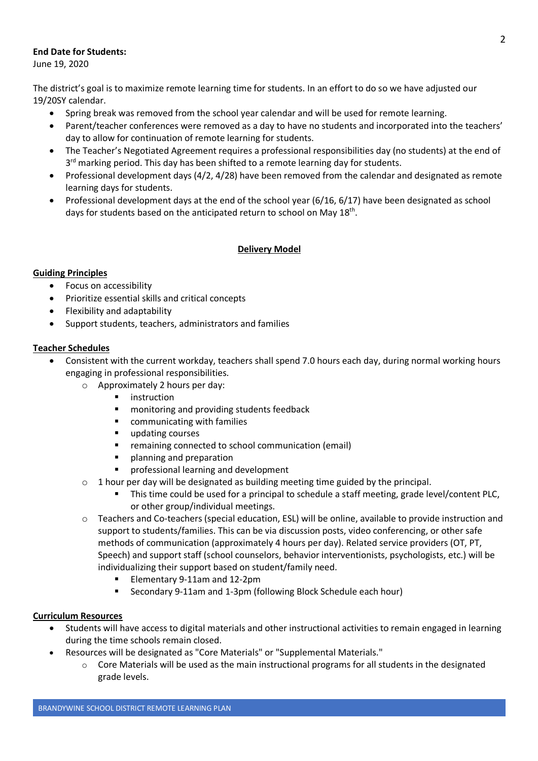**End Date for Students:**
June 19, 2020

The district's goal is to maximize remote learning time for students. In an effort to do so we have adjusted our 19/20SY calendar.

- Spring break was removed from the school year calendar and will be used for remote learning.
- Parent/teacher conferences were removed as a day to have no students and incorporated into the teachers' day to allow for continuation of remote learning for students.
- The Teacher's Negotiated Agreement requires a professional responsibilities day (no students) at the end of 3rd marking period. This day has been shifted to a remote learning day for students.
- Professional development days (4/2, 4/28) have been removed from the calendar and designated as remote learning days for students.
- Professional development days at the end of the school year (6/16, 6/17) have been designated as school days for students based on the anticipated return to school on May 18th.

## Delivery Model

### Guiding Principles

- Focus on accessibility
- Prioritize essential skills and critical concepts
- Flexibility and adaptability
- Support students, teachers, administrators and families

### Teacher Schedules

- Consistent with the current workday, teachers shall spend 7.0 hours each day, during normal working hours engaging in professional responsibilities.
    - Approximately 2 hours per day:
        - instruction
        - monitoring and providing students feedback
        - communicating with families
        - updating courses
        - remaining connected to school communication (email)
        - planning and preparation
        - professional learning and development
    - 1 hour per day will be designated as building meeting time guided by the principal.
        - This time could be used for a principal to schedule a staff meeting, grade level/content PLC, or other group/individual meetings.
    - Teachers and Co-teachers (special education, ESL) will be online, available to provide instruction and support to students/families. This can be via discussion posts, video conferencing, or other safe methods of communication (approximately 4 hours per day). Related service providers (OT, PT, Speech) and support staff (school counselors, behavior interventionists, psychologists, etc.) will be individualizing their support based on student/family need.
        - Elementary 9-11am and 12-2pm
        - Secondary 9-11am and 1-3pm (following Block Schedule each hour)

### Curriculum Resources

- Students will have access to digital materials and other instructional activities to remain engaged in learning during the time schools remain closed.
- Resources will be designated as "Core Materials" or "Supplemental Materials."
    - Core Materials will be used as the main instructional programs for all students in the designated grade levels.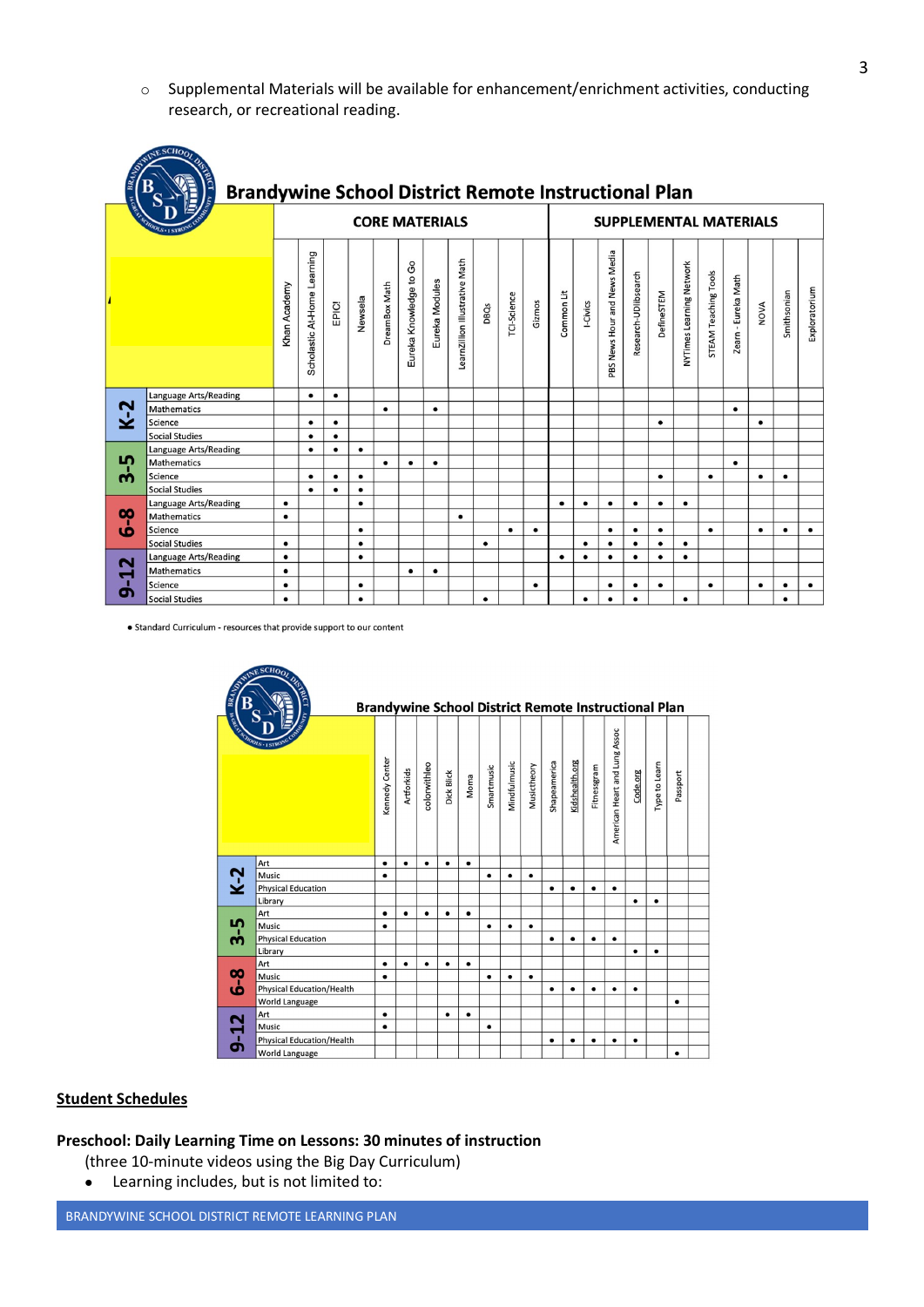- Supplemental Materials will be available for enhancement/enrichment activities, conducting research, or recreational reading.

## Brandywine School District Remote Instructional Plan

| Grade | Subject | Khan Academy | Scholastic At-Home Learning | EPIC! | Newsela | DreamBox Math | Eureka Knowledge to Go | Eureka Modules | LearnZillion Illustrative Math | DBQs | TCI-Science | Gizmos | Common Lit | I-Civics | PBS News Hour and News Media | Research-UDlibsearch | DefineSTEM | NYTimes Learning Network | STEAM Teaching Tools | Zearn - Eureka Math | NOVA | Smithsonian | Exploratorium |
|---|---|---|---|---|---|---|---|---|---|---|---|---|---|---|---|---|---|---|---|---|---|---|---|
| | | CORE MATERIALS | | | | | | | | | | | SUPPLEMENTAL MATERIALS | | | | | | | | | | |
| K-2 | Language Arts/Reading | | ● | ● | | | | | | | | | | | | | | | | | | | |
| | Mathematics | | | | | ● | | ● | | | | | | | | | | | | ● | | | |
| | Science | | ● | ● | | | | | | | | | | | | | ● | | | | ● | | |
| | Social Studies | | ● | ● | | | | | | | | | | | | | | | | | | | |
| 3-5 | Language Arts/Reading | | ● | ● | ● | | | | | | | | | | | | | | | | | | |
| | Mathematics | | | | | ● | ● | ● | | | | | | | | | | | | ● | | | |
| | Science | | ● | ● | ● | | | | | | | | | | | | ● | | ● | | ● | ● | |
| | Social Studies | | ● | ● | ● | | | | | | | | | | | | | | | | | | |
| 6-8 | Language Arts/Reading | ● | | | ● | | | | | | | | ● | ● | ● | ● | ● | ● | | | | | |
| | Mathematics | ● | | | | | | | ● | | | | | | | | | | | | | | |
| | Science | | | | ● | | | | | | ● | ● | | | ● | ● | ● | | ● | | ● | ● | ● |
| | Social Studies | ● | | | ● | | | | | ● | | | | ● | ● | ● | ● | ● | | | | | |
| 9-12 | Language Arts/Reading | ● | | | ● | | | | | | | | ● | ● | ● | ● | ● | ● | | | | | |
| | Mathematics | ● | | | | | ● | ● | | | | | | | | | | | | | | | |
| | Science | ● | | | ● | | | | | | | ● | | | ● | ● | ● | | ● | | ● | ● | ● |
| | Social Studies | ● | | | ● | | | | | ● | | | | ● | ● | ● | | ● | | | | ● | |

● Standard Curriculum - resources that provide support to our content

## Brandywine School District Remote Instructional Plan

| Grade | Subject | Kennedy Center | Artforkids | colorwithleo | Dick Blick | Moma | Smartmusic | Mindfulmusic | Musictheory | Shapeamerica | Kidshealth.org | Fitnessgram | American Heart and Lung Assoc | Code.org | Type to Learn | Passport | |
|---|---|---|---|---|---|---|---|---|---|---|---|---|---|---|---|---|---|
| K-2 | Art | ● | ● | ● | ● | ● | | | | | | | | | | | |
| | Music | ● | | | | | ● | ● | ● | | | | | | | | |
| | Physical Education | | | | | | | | | ● | ● | ● | ● | | | | |
| | Library | | | | | | | | | | | | | ● | ● | | |
| 3-5 | Art | ● | ● | ● | ● | ● | | | | | | | | | | | |
| | Music | ● | | | | | ● | ● | ● | | | | | | | | |
| | Physical Education | | | | | | | | | ● | ● | ● | ● | | | | |
| | Library | | | | | | | | | | | | | ● | ● | | |
| 6-8 | Art | ● | ● | ● | ● | ● | | | | | | | | | | | |
| | Music | ● | | | | | ● | ● | ● | | | | | | | | |
| | Physical Education/Health | | | | | | | | | ● | ● | ● | ● | ● | | | |
| | World Language | | | | | | | | | | | | | | | ● | |
| 9-12 | Art | ● | | | ● | ● | | | | | | | | | | | |
| | Music | ● | | | | | ● | | | | | | | | | | |
| | Physical Education/Health | | | | | | | | | ● | ● | ● | ● | ● | | | |
| | World Language | | | | | | | | | | | | | | | ● | |

## Student Schedules

**Preschool: Daily Learning Time on Lessons: 30 minutes of instruction**

(three 10-minute videos using the Big Day Curriculum)

- Learning includes, but is not limited to: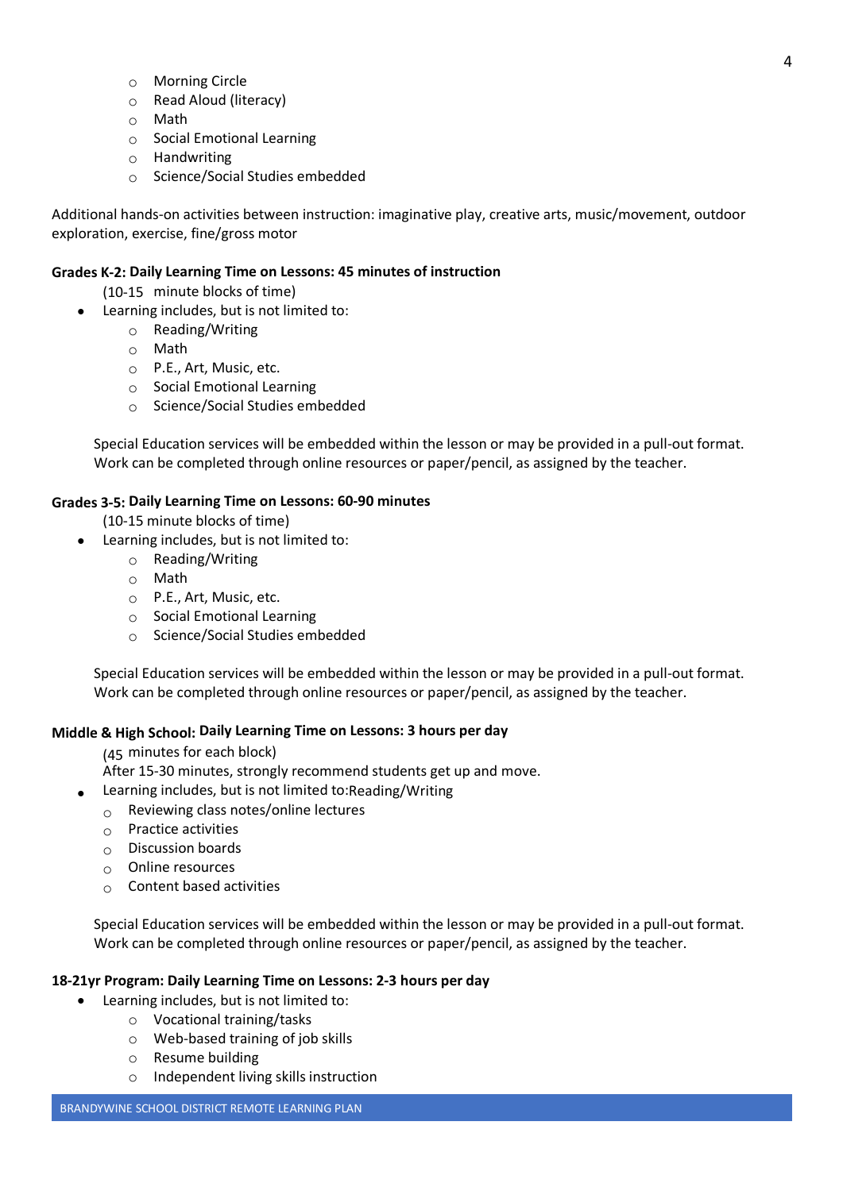- Morning Circle
- Read Aloud (literacy)
- Math
- Social Emotional Learning
- Handwriting
- Science/Social Studies embedded

Additional hands-on activities between instruction: imaginative play, creative arts, music/movement, outdoor exploration, exercise, fine/gross motor

**Grades K-2: Daily Learning Time on Lessons: 45 minutes of instruction**

(10-15 minute blocks of time)

- Learning includes, but is not limited to:
    - Reading/Writing
    - Math
    - P.E., Art, Music, etc.
    - Social Emotional Learning
    - Science/Social Studies embedded

Special Education services will be embedded within the lesson or may be provided in a pull-out format. Work can be completed through online resources or paper/pencil, as assigned by the teacher.

**Grades 3-5: Daily Learning Time on Lessons: 60-90 minutes**

(10-15 minute blocks of time)

- Learning includes, but is not limited to:
    - Reading/Writing
    - Math
    - P.E., Art, Music, etc.
    - Social Emotional Learning
    - Science/Social Studies embedded

Special Education services will be embedded within the lesson or may be provided in a pull-out format. Work can be completed through online resources or paper/pencil, as assigned by the teacher.

**Middle & High School: Daily Learning Time on Lessons: 3 hours per day**

(45 minutes for each block)

After 15-30 minutes, strongly recommend students get up and move.

- Learning includes, but is not limited to:Reading/Writing
    - Reviewing class notes/online lectures
    - Practice activities
    - Discussion boards
    - Online resources
    - Content based activities

Special Education services will be embedded within the lesson or may be provided in a pull-out format. Work can be completed through online resources or paper/pencil, as assigned by the teacher.

**18-21yr Program: Daily Learning Time on Lessons: 2-3 hours per day**

- Learning includes, but is not limited to:
    - Vocational training/tasks
    - Web-based training of job skills
    - Resume building
    - Independent living skills instruction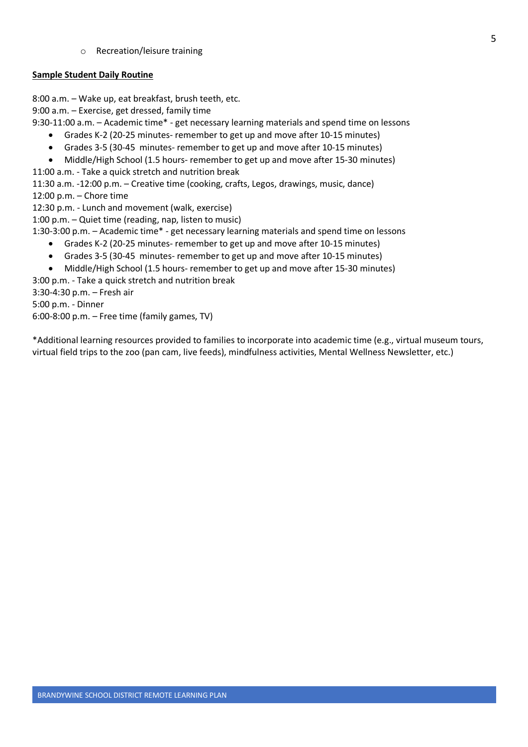- Recreation/leisure training

**Sample Student Daily Routine**

8:00 a.m. – Wake up, eat breakfast, brush teeth, etc.
9:00 a.m. – Exercise, get dressed, family time
9:30-11:00 a.m. – Academic time* - get necessary learning materials and spend time on lessons

- Grades K-2 (20-25 minutes- remember to get up and move after 10-15 minutes)
- Grades 3-5 (30-45 minutes- remember to get up and move after 10-15 minutes)
- Middle/High School (1.5 hours- remember to get up and move after 15-30 minutes)

11:00 a.m. - Take a quick stretch and nutrition break
11:30 a.m. -12:00 p.m. – Creative time (cooking, crafts, Legos, drawings, music, dance)
12:00 p.m. – Chore time
12:30 p.m. - Lunch and movement (walk, exercise)
1:00 p.m. – Quiet time (reading, nap, listen to music)
1:30-3:00 p.m. – Academic time* - get necessary learning materials and spend time on lessons

- Grades K-2 (20-25 minutes- remember to get up and move after 10-15 minutes)
- Grades 3-5 (30-45 minutes- remember to get up and move after 10-15 minutes)
- Middle/High School (1.5 hours- remember to get up and move after 15-30 minutes)

3:00 p.m. - Take a quick stretch and nutrition break
3:30-4:30 p.m. – Fresh air
5:00 p.m. - Dinner
6:00-8:00 p.m. – Free time (family games, TV)

*Additional learning resources provided to families to incorporate into academic time (e.g., virtual museum tours, virtual field trips to the zoo (pan cam, live feeds), mindfulness activities, Mental Wellness Newsletter, etc.)